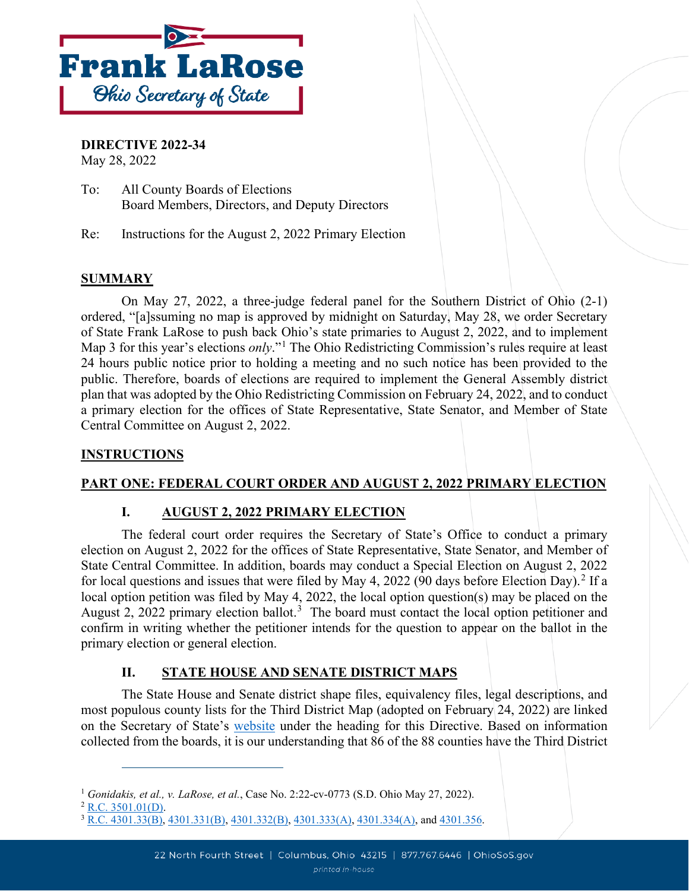Frank LaRose
Ohio Secretary of State

**DIRECTIVE 2022-34**
May 28, 2022

To: All County Boards of Elections
Board Members, Directors, and Deputy Directors

Re: Instructions for the August 2, 2022 Primary Election

## SUMMARY

On May 27, 2022, a three-judge federal panel for the Southern District of Ohio (2-1) ordered, "[a]ssuming no map is approved by midnight on Saturday, May 28, we order Secretary of State Frank LaRose to push back Ohio's state primaries to August 2, 2022, and to implement Map 3 for this year's elections *only*."[1] The Ohio Redistricting Commission's rules require at least 24 hours public notice prior to holding a meeting and no such notice has been provided to the public. Therefore, boards of elections are required to implement the General Assembly district plan that was adopted by the Ohio Redistricting Commission on February 24, 2022, and to conduct a primary election for the offices of State Representative, State Senator, and Member of State Central Committee on August 2, 2022.

## INSTRUCTIONS

## PART ONE: FEDERAL COURT ORDER AND AUGUST 2, 2022 PRIMARY ELECTION

### I. AUGUST 2, 2022 PRIMARY ELECTION

The federal court order requires the Secretary of State's Office to conduct a primary election on August 2, 2022 for the offices of State Representative, State Senator, and Member of State Central Committee. In addition, boards may conduct a Special Election on August 2, 2022 for local questions and issues that were filed by May 4, 2022 (90 days before Election Day).[2] If a local option petition was filed by May 4, 2022, the local option question(s) may be placed on the August 2, 2022 primary election ballot.[3] The board must contact the local option petitioner and confirm in writing whether the petitioner intends for the question to appear on the ballot in the primary election or general election.

### II. STATE HOUSE AND SENATE DISTRICT MAPS

The State House and Senate district shape files, equivalency files, legal descriptions, and most populous county lists for the Third District Map (adopted on February 24, 2022) are linked on the Secretary of State's website under the heading for this Directive. Based on information collected from the boards, it is our understanding that 86 of the 88 counties have the Third District

---

[1] *Gonidakis, et al., v. LaRose, et al.*, Case No. 2:22-cv-0773 (S.D. Ohio May 27, 2022).
[2] R.C. 3501.01(D).
[3] R.C. 4301.33(B), 4301.331(B), 4301.332(B), 4301.333(A), 4301.334(A), and 4301.356.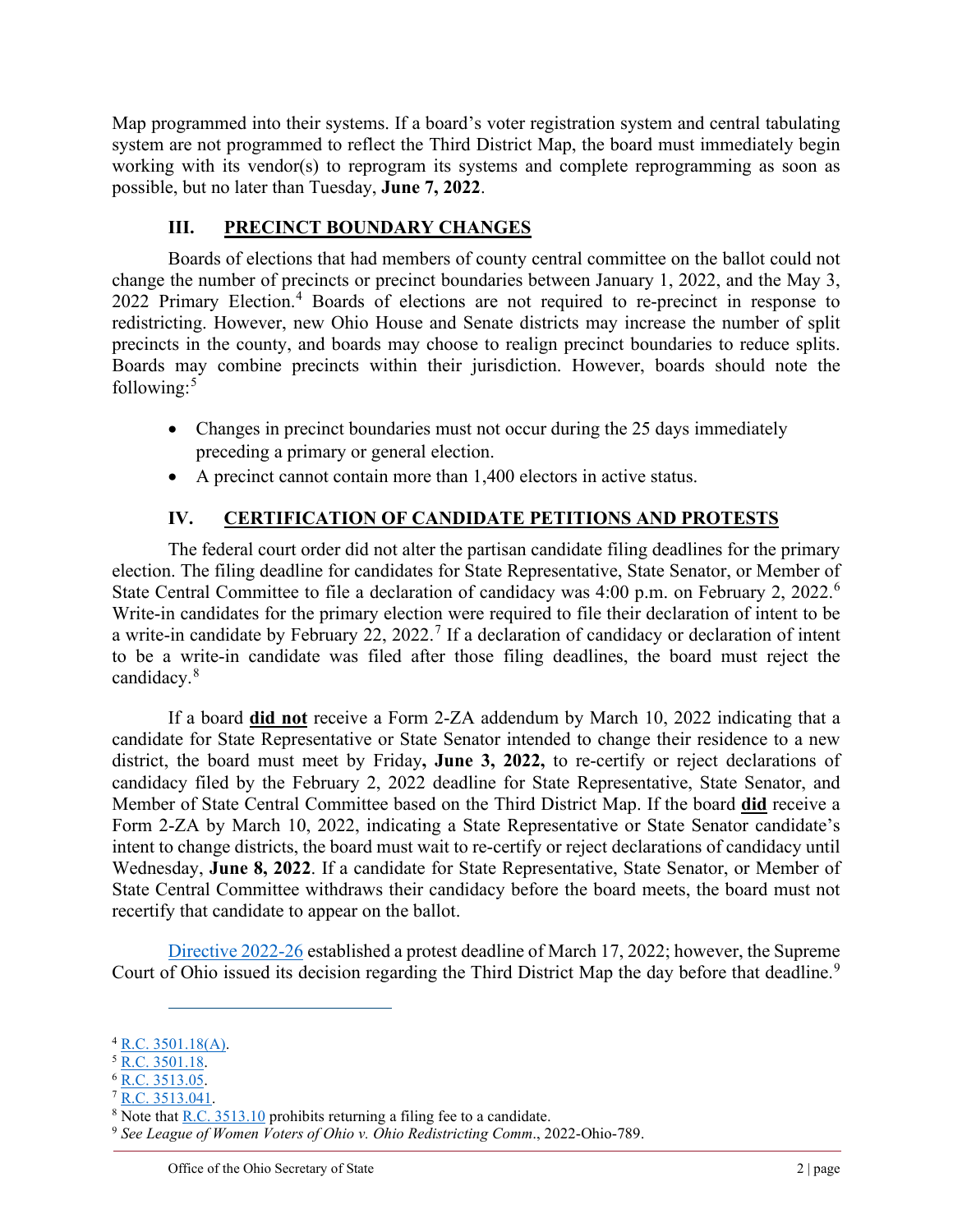Map programmed into their systems. If a board's voter registration system and central tabulating system are not programmed to reflect the Third District Map, the board must immediately begin working with its vendor(s) to reprogram its systems and complete reprogramming as soon as possible, but no later than Tuesday, **June 7, 2022**.

## III. PRECINCT BOUNDARY CHANGES

Boards of elections that had members of county central committee on the ballot could not change the number of precincts or precinct boundaries between January 1, 2022, and the May 3, 2022 Primary Election.[4] Boards of elections are not required to re-precinct in response to redistricting. However, new Ohio House and Senate districts may increase the number of split precincts in the county, and boards may choose to realign precinct boundaries to reduce splits. Boards may combine precincts within their jurisdiction. However, boards should note the following:[5]

- Changes in precinct boundaries must not occur during the 25 days immediately preceding a primary or general election.
- A precinct cannot contain more than 1,400 electors in active status.

## IV. CERTIFICATION OF CANDIDATE PETITIONS AND PROTESTS

The federal court order did not alter the partisan candidate filing deadlines for the primary election. The filing deadline for candidates for State Representative, State Senator, or Member of State Central Committee to file a declaration of candidacy was 4:00 p.m. on February 2, 2022.[6] Write-in candidates for the primary election were required to file their declaration of intent to be a write-in candidate by February 22, 2022.[7] If a declaration of candidacy or declaration of intent to be a write-in candidate was filed after those filing deadlines, the board must reject the candidacy.[8]

If a board **did not** receive a Form 2-ZA addendum by March 10, 2022 indicating that a candidate for State Representative or State Senator intended to change their residence to a new district, the board must meet by Friday**, June 3, 2022,** to re-certify or reject declarations of candidacy filed by the February 2, 2022 deadline for State Representative, State Senator, and Member of State Central Committee based on the Third District Map. If the board **did** receive a Form 2-ZA by March 10, 2022, indicating a State Representative or State Senator candidate's intent to change districts, the board must wait to re-certify or reject declarations of candidacy until Wednesday, **June 8, 2022**. If a candidate for State Representative, State Senator, or Member of State Central Committee withdraws their candidacy before the board meets, the board must not recertify that candidate to appear on the ballot.

Directive 2022-26 established a protest deadline of March 17, 2022; however, the Supreme Court of Ohio issued its decision regarding the Third District Map the day before that deadline.[9]

---

[4] R.C. 3501.18(A).
[5] R.C. 3501.18.
[6] R.C. 3513.05.
[7] R.C. 3513.041.
[8] Note that R.C. 3513.10 prohibits returning a filing fee to a candidate.
[9] *See League of Women Voters of Ohio v. Ohio Redistricting Comm*., 2022-Ohio-789.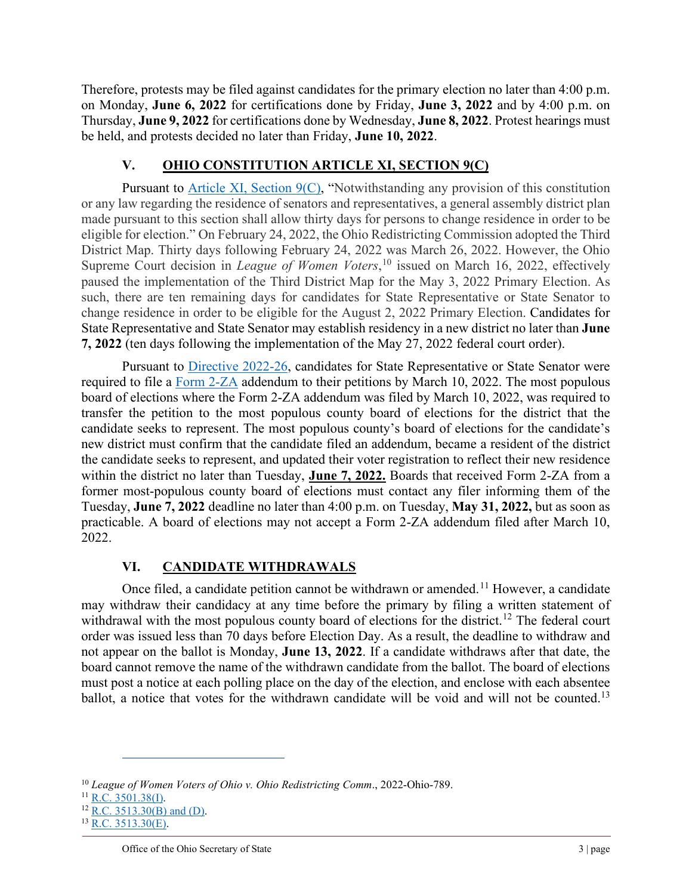Therefore, protests may be filed against candidates for the primary election no later than 4:00 p.m. on Monday, **June 6, 2022** for certifications done by Friday, **June 3, 2022** and by 4:00 p.m. on Thursday, **June 9, 2022** for certifications done by Wednesday, **June 8, 2022**. Protest hearings must be held, and protests decided no later than Friday, **June 10, 2022**.

## V. OHIO CONSTITUTION ARTICLE XI, SECTION 9(C)

Pursuant to Article XI, Section 9(C), "Notwithstanding any provision of this constitution or any law regarding the residence of senators and representatives, a general assembly district plan made pursuant to this section shall allow thirty days for persons to change residence in order to be eligible for election." On February 24, 2022, the Ohio Redistricting Commission adopted the Third District Map. Thirty days following February 24, 2022 was March 26, 2022. However, the Ohio Supreme Court decision in *League of Women Voters*,[10] issued on March 16, 2022, effectively paused the implementation of the Third District Map for the May 3, 2022 Primary Election. As such, there are ten remaining days for candidates for State Representative or State Senator to change residence in order to be eligible for the August 2, 2022 Primary Election. Candidates for State Representative and State Senator may establish residency in a new district no later than **June 7, 2022** (ten days following the implementation of the May 27, 2022 federal court order).

Pursuant to Directive 2022-26, candidates for State Representative or State Senator were required to file a Form 2-ZA addendum to their petitions by March 10, 2022. The most populous board of elections where the Form 2-ZA addendum was filed by March 10, 2022, was required to transfer the petition to the most populous county board of elections for the district that the candidate seeks to represent. The most populous county's board of elections for the candidate's new district must confirm that the candidate filed an addendum, became a resident of the district the candidate seeks to represent, and updated their voter registration to reflect their new residence within the district no later than Tuesday, **June 7, 2022.** Boards that received Form 2-ZA from a former most-populous county board of elections must contact any filer informing them of the Tuesday, **June 7, 2022** deadline no later than 4:00 p.m. on Tuesday, **May 31, 2022,** but as soon as practicable. A board of elections may not accept a Form 2-ZA addendum filed after March 10, 2022.

## VI. CANDIDATE WITHDRAWALS

Once filed, a candidate petition cannot be withdrawn or amended.[11] However, a candidate may withdraw their candidacy at any time before the primary by filing a written statement of withdrawal with the most populous county board of elections for the district.[12] The federal court order was issued less than 70 days before Election Day. As a result, the deadline to withdraw and not appear on the ballot is Monday, **June 13, 2022**. If a candidate withdraws after that date, the board cannot remove the name of the withdrawn candidate from the ballot. The board of elections must post a notice at each polling place on the day of the election, and enclose with each absentee ballot, a notice that votes for the withdrawn candidate will be void and will not be counted.[13]

---

[10] *League of Women Voters of Ohio v. Ohio Redistricting Comm*., 2022-Ohio-789.
[11] R.C. 3501.38(I).
[12] R.C. 3513.30(B) and (D).
[13] R.C. 3513.30(E).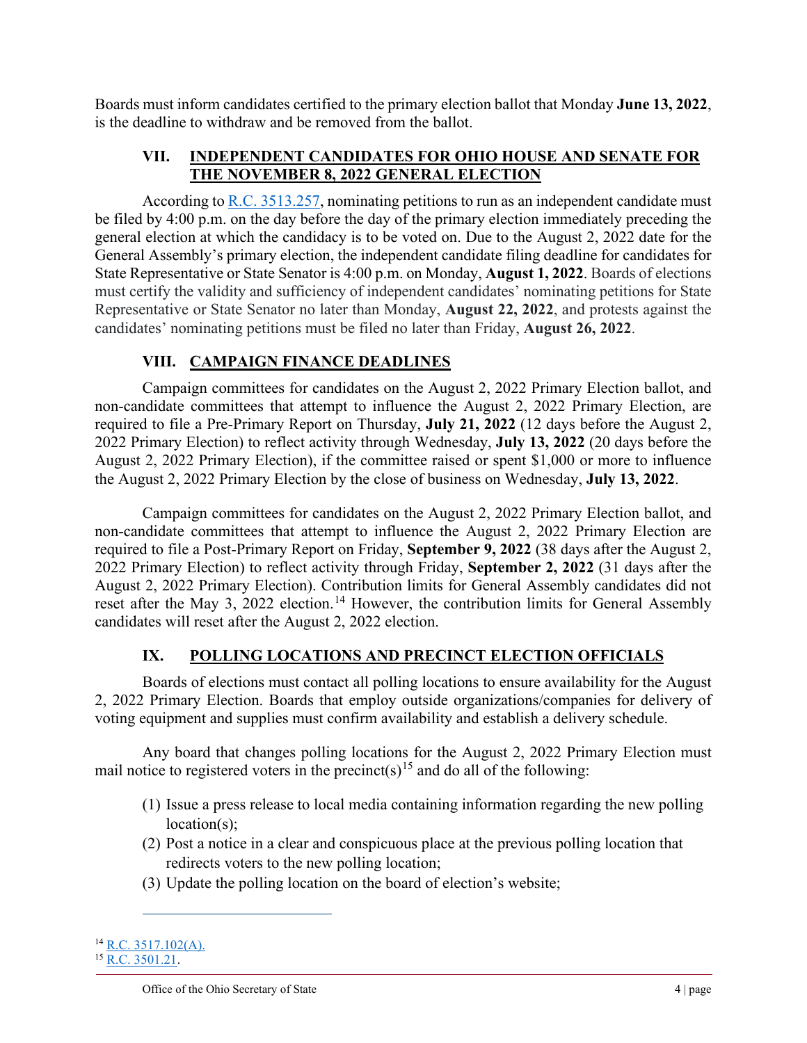Boards must inform candidates certified to the primary election ballot that Monday **June 13, 2022**, is the deadline to withdraw and be removed from the ballot.

## VII. INDEPENDENT CANDIDATES FOR OHIO HOUSE AND SENATE FOR THE NOVEMBER 8, 2022 GENERAL ELECTION

According to R.C. 3513.257, nominating petitions to run as an independent candidate must be filed by 4:00 p.m. on the day before the day of the primary election immediately preceding the general election at which the candidacy is to be voted on. Due to the August 2, 2022 date for the General Assembly's primary election, the independent candidate filing deadline for candidates for State Representative or State Senator is 4:00 p.m. on Monday, **August 1, 2022**. Boards of elections must certify the validity and sufficiency of independent candidates' nominating petitions for State Representative or State Senator no later than Monday, **August 22, 2022**, and protests against the candidates' nominating petitions must be filed no later than Friday, **August 26, 2022**.

## VIII. CAMPAIGN FINANCE DEADLINES

Campaign committees for candidates on the August 2, 2022 Primary Election ballot, and non-candidate committees that attempt to influence the August 2, 2022 Primary Election, are required to file a Pre-Primary Report on Thursday, **July 21, 2022** (12 days before the August 2, 2022 Primary Election) to reflect activity through Wednesday, **July 13, 2022** (20 days before the August 2, 2022 Primary Election), if the committee raised or spent $1,000 or more to influence the August 2, 2022 Primary Election by the close of business on Wednesday, **July 13, 2022**.

Campaign committees for candidates on the August 2, 2022 Primary Election ballot, and non-candidate committees that attempt to influence the August 2, 2022 Primary Election are required to file a Post-Primary Report on Friday, **September 9, 2022** (38 days after the August 2, 2022 Primary Election) to reflect activity through Friday, **September 2, 2022** (31 days after the August 2, 2022 Primary Election). Contribution limits for General Assembly candidates did not reset after the May 3, 2022 election.[14] However, the contribution limits for General Assembly candidates will reset after the August 2, 2022 election.

## IX. POLLING LOCATIONS AND PRECINCT ELECTION OFFICIALS

Boards of elections must contact all polling locations to ensure availability for the August 2, 2022 Primary Election. Boards that employ outside organizations/companies for delivery of voting equipment and supplies must confirm availability and establish a delivery schedule.

Any board that changes polling locations for the August 2, 2022 Primary Election must mail notice to registered voters in the precinct(s)[15] and do all of the following:

(1) Issue a press release to local media containing information regarding the new polling location(s);
(2) Post a notice in a clear and conspicuous place at the previous polling location that redirects voters to the new polling location;
(3) Update the polling location on the board of election's website;

---

[14] R.C. 3517.102(A).
[15] R.C. 3501.21.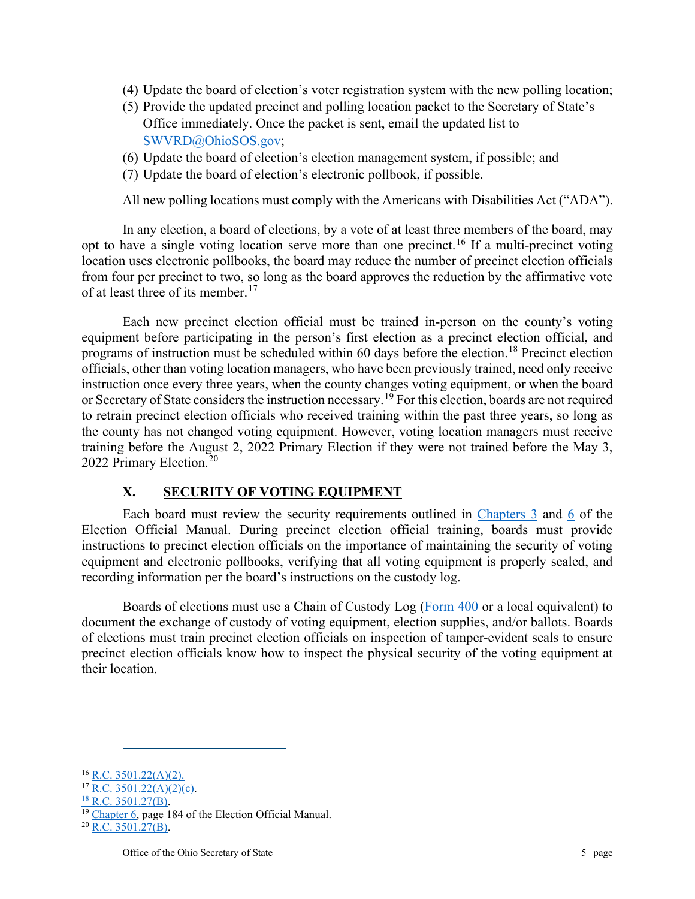(4) Update the board of election's voter registration system with the new polling location;

(5) Provide the updated precinct and polling location packet to the Secretary of State's Office immediately. Once the packet is sent, email the updated list to SWVRD@OhioSOS.gov;

(6) Update the board of election's election management system, if possible; and

(7) Update the board of election's electronic pollbook, if possible.

All new polling locations must comply with the Americans with Disabilities Act ("ADA").

In any election, a board of elections, by a vote of at least three members of the board, may opt to have a single voting location serve more than one precinct.[16] If a multi-precinct voting location uses electronic pollbooks, the board may reduce the number of precinct election officials from four per precinct to two, so long as the board approves the reduction by the affirmative vote of at least three of its member.[17]

Each new precinct election official must be trained in-person on the county's voting equipment before participating in the person's first election as a precinct election official, and programs of instruction must be scheduled within 60 days before the election.[18] Precinct election officials, other than voting location managers, who have been previously trained, need only receive instruction once every three years, when the county changes voting equipment, or when the board or Secretary of State considers the instruction necessary.[19] For this election, boards are not required to retrain precinct election officials who received training within the past three years, so long as the county has not changed voting equipment. However, voting location managers must receive training before the August 2, 2022 Primary Election if they were not trained before the May 3, 2022 Primary Election.[20]

## X. SECURITY OF VOTING EQUIPMENT

Each board must review the security requirements outlined in Chapters 3 and 6 of the Election Official Manual. During precinct election official training, boards must provide instructions to precinct election officials on the importance of maintaining the security of voting equipment and electronic pollbooks, verifying that all voting equipment is properly sealed, and recording information per the board's instructions on the custody log.

Boards of elections must use a Chain of Custody Log (Form 400 or a local equivalent) to document the exchange of custody of voting equipment, election supplies, and/or ballots. Boards of elections must train precinct election officials on inspection of tamper-evident seals to ensure precinct election officials know how to inspect the physical security of the voting equipment at their location.

---

[16] R.C. 3501.22(A)(2).

[17] R.C. 3501.22(A)(2)(c).

[18] R.C. 3501.27(B).

[19] Chapter 6, page 184 of the Election Official Manual.

[20] R.C. 3501.27(B).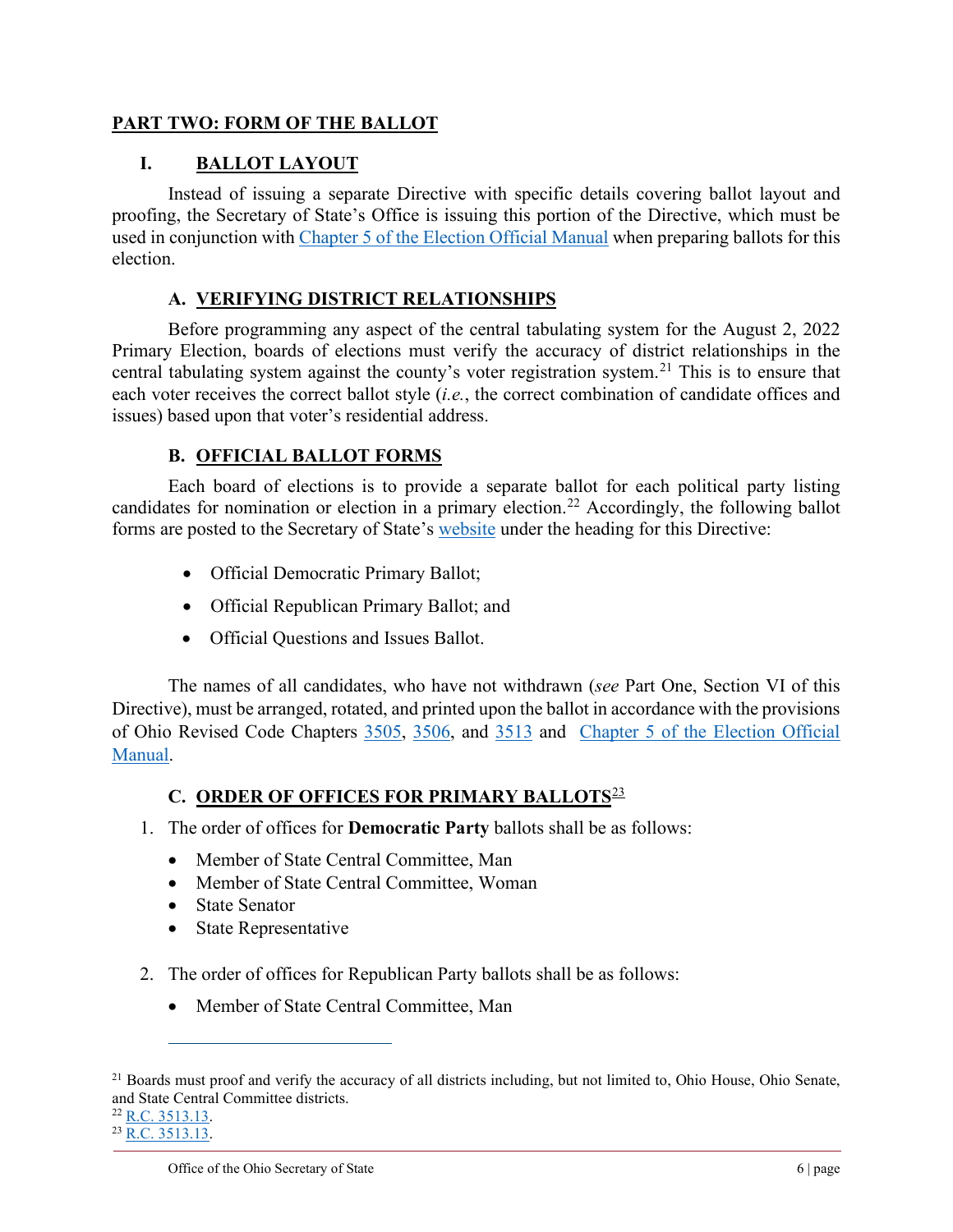## PART TWO: FORM OF THE BALLOT

### I. BALLOT LAYOUT

Instead of issuing a separate Directive with specific details covering ballot layout and proofing, the Secretary of State's Office is issuing this portion of the Directive, which must be used in conjunction with Chapter 5 of the Election Official Manual when preparing ballots for this election.

#### A. VERIFYING DISTRICT RELATIONSHIPS

Before programming any aspect of the central tabulating system for the August 2, 2022 Primary Election, boards of elections must verify the accuracy of district relationships in the central tabulating system against the county's voter registration system.[21] This is to ensure that each voter receives the correct ballot style (*i.e.*, the correct combination of candidate offices and issues) based upon that voter's residential address.

#### B. OFFICIAL BALLOT FORMS

Each board of elections is to provide a separate ballot for each political party listing candidates for nomination or election in a primary election.[22] Accordingly, the following ballot forms are posted to the Secretary of State's website under the heading for this Directive:

- Official Democratic Primary Ballot;
- Official Republican Primary Ballot; and
- Official Questions and Issues Ballot.

The names of all candidates, who have not withdrawn (*see* Part One, Section VI of this Directive), must be arranged, rotated, and printed upon the ballot in accordance with the provisions of Ohio Revised Code Chapters 3505, 3506, and 3513 and Chapter 5 of the Election Official Manual.

#### C. ORDER OF OFFICES FOR PRIMARY BALLOTS[23]

1. The order of offices for **Democratic Party** ballots shall be as follows:
   - Member of State Central Committee, Man
   - Member of State Central Committee, Woman
   - State Senator
   - State Representative

2. The order of offices for Republican Party ballots shall be as follows:
   - Member of State Central Committee, Man

---

[21] Boards must proof and verify the accuracy of all districts including, but not limited to, Ohio House, Ohio Senate, and State Central Committee districts.

[22] R.C. 3513.13.

[23] R.C. 3513.13.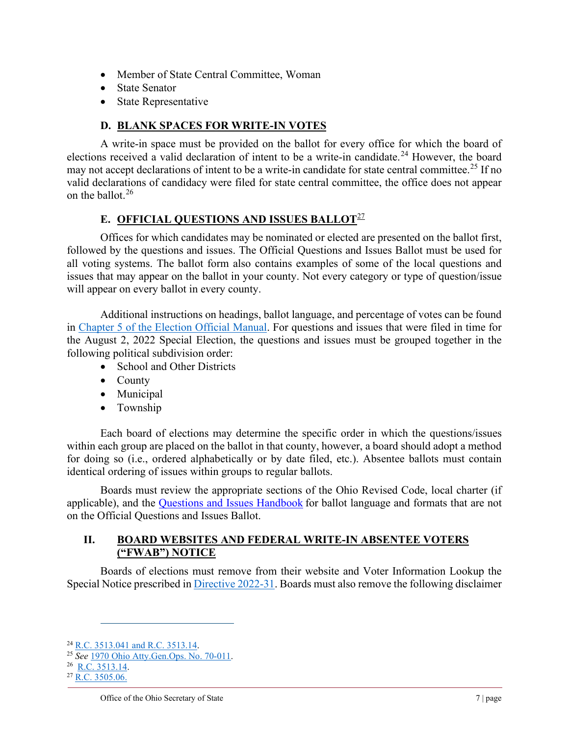- Member of State Central Committee, Woman
- State Senator
- State Representative

### D. BLANK SPACES FOR WRITE-IN VOTES

A write-in space must be provided on the ballot for every office for which the board of elections received a valid declaration of intent to be a write-in candidate.[24] However, the board may not accept declarations of intent to be a write-in candidate for state central committee.[25] If no valid declarations of candidacy were filed for state central committee, the office does not appear on the ballot.[26]

### E. OFFICIAL QUESTIONS AND ISSUES BALLOT[27]

Offices for which candidates may be nominated or elected are presented on the ballot first, followed by the questions and issues. The Official Questions and Issues Ballot must be used for all voting systems. The ballot form also contains examples of some of the local questions and issues that may appear on the ballot in your county. Not every category or type of question/issue will appear on every ballot in every county.

Additional instructions on headings, ballot language, and percentage of votes can be found in Chapter 5 of the Election Official Manual. For questions and issues that were filed in time for the August 2, 2022 Special Election, the questions and issues must be grouped together in the following political subdivision order:

- School and Other Districts
- County
- Municipal
- Township

Each board of elections may determine the specific order in which the questions/issues within each group are placed on the ballot in that county, however, a board should adopt a method for doing so (i.e., ordered alphabetically or by date filed, etc.). Absentee ballots must contain identical ordering of issues within groups to regular ballots.

Boards must review the appropriate sections of the Ohio Revised Code, local charter (if applicable), and the Questions and Issues Handbook for ballot language and formats that are not on the Official Questions and Issues Ballot.

## II. BOARD WEBSITES AND FEDERAL WRITE-IN ABSENTEE VOTERS ("FWAB") NOTICE

Boards of elections must remove from their website and Voter Information Lookup the Special Notice prescribed in Directive 2022-31. Boards must also remove the following disclaimer

---

[24] R.C. 3513.041 and R.C. 3513.14.

[25] *See* 1970 Ohio Atty.Gen.Ops. No. 70-011.

[26] R.C. 3513.14.

[27] R.C. 3505.06.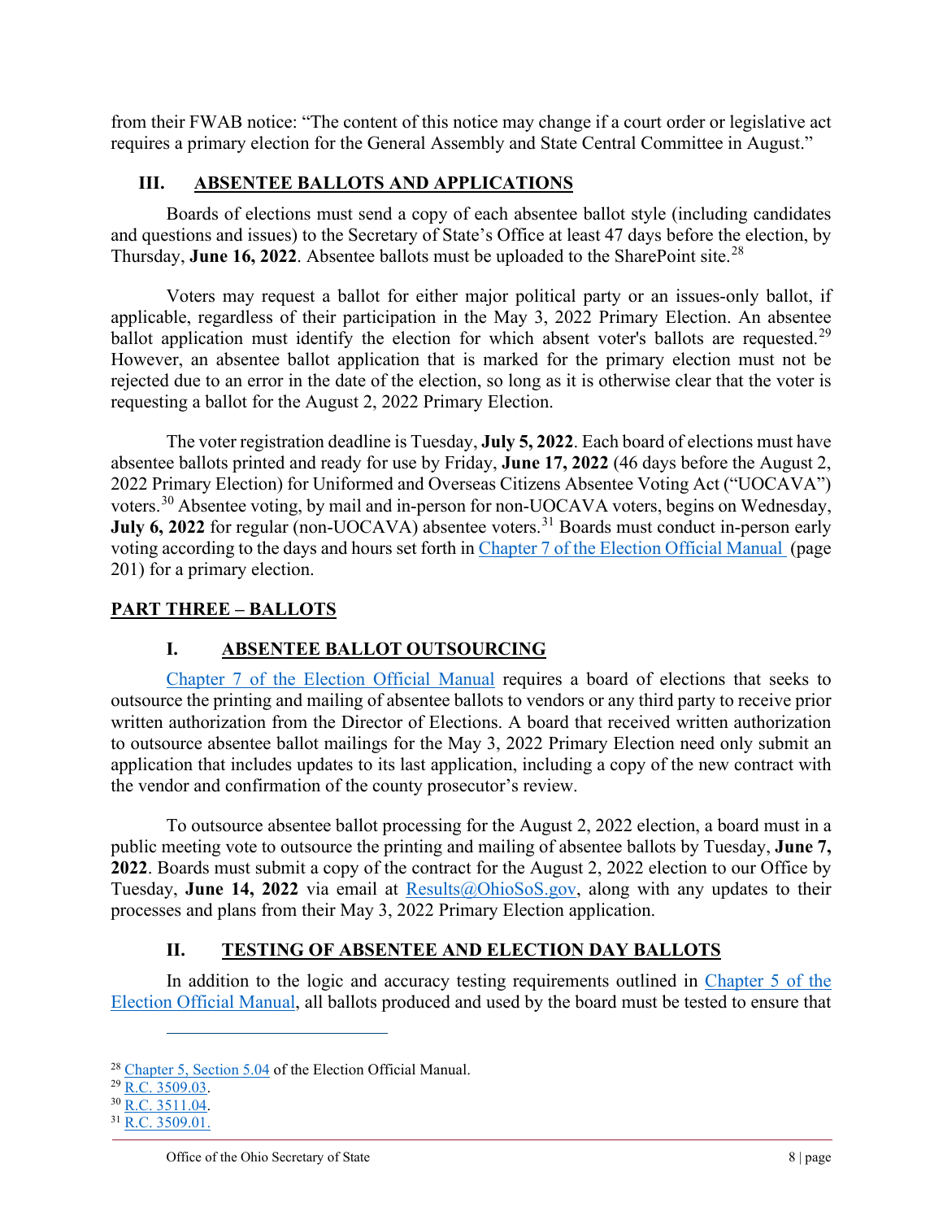from their FWAB notice: "The content of this notice may change if a court order or legislative act requires a primary election for the General Assembly and State Central Committee in August."

### III. ABSENTEE BALLOTS AND APPLICATIONS

Boards of elections must send a copy of each absentee ballot style (including candidates and questions and issues) to the Secretary of State's Office at least 47 days before the election, by Thursday, **June 16, 2022**. Absentee ballots must be uploaded to the SharePoint site.[28]

Voters may request a ballot for either major political party or an issues-only ballot, if applicable, regardless of their participation in the May 3, 2022 Primary Election. An absentee ballot application must identify the election for which absent voter's ballots are requested.[29] However, an absentee ballot application that is marked for the primary election must not be rejected due to an error in the date of the election, so long as it is otherwise clear that the voter is requesting a ballot for the August 2, 2022 Primary Election.

The voter registration deadline is Tuesday, **July 5, 2022**. Each board of elections must have absentee ballots printed and ready for use by Friday, **June 17, 2022** (46 days before the August 2, 2022 Primary Election) for Uniformed and Overseas Citizens Absentee Voting Act ("UOCAVA") voters.[30] Absentee voting, by mail and in-person for non-UOCAVA voters, begins on Wednesday, **July 6, 2022** for regular (non-UOCAVA) absentee voters.[31] Boards must conduct in-person early voting according to the days and hours set forth in Chapter 7 of the Election Official Manual (page 201) for a primary election.

## PART THREE – BALLOTS

### I. ABSENTEE BALLOT OUTSOURCING

Chapter 7 of the Election Official Manual requires a board of elections that seeks to outsource the printing and mailing of absentee ballots to vendors or any third party to receive prior written authorization from the Director of Elections. A board that received written authorization to outsource absentee ballot mailings for the May 3, 2022 Primary Election need only submit an application that includes updates to its last application, including a copy of the new contract with the vendor and confirmation of the county prosecutor's review.

To outsource absentee ballot processing for the August 2, 2022 election, a board must in a public meeting vote to outsource the printing and mailing of absentee ballots by Tuesday, **June 7, 2022**. Boards must submit a copy of the contract for the August 2, 2022 election to our Office by Tuesday, **June 14, 2022** via email at Results@OhioSoS.gov, along with any updates to their processes and plans from their May 3, 2022 Primary Election application.

### II. TESTING OF ABSENTEE AND ELECTION DAY BALLOTS

In addition to the logic and accuracy testing requirements outlined in Chapter 5 of the Election Official Manual, all ballots produced and used by the board must be tested to ensure that

---

[28] Chapter 5, Section 5.04 of the Election Official Manual.
[29] R.C. 3509.03.
[30] R.C. 3511.04.
[31] R.C. 3509.01.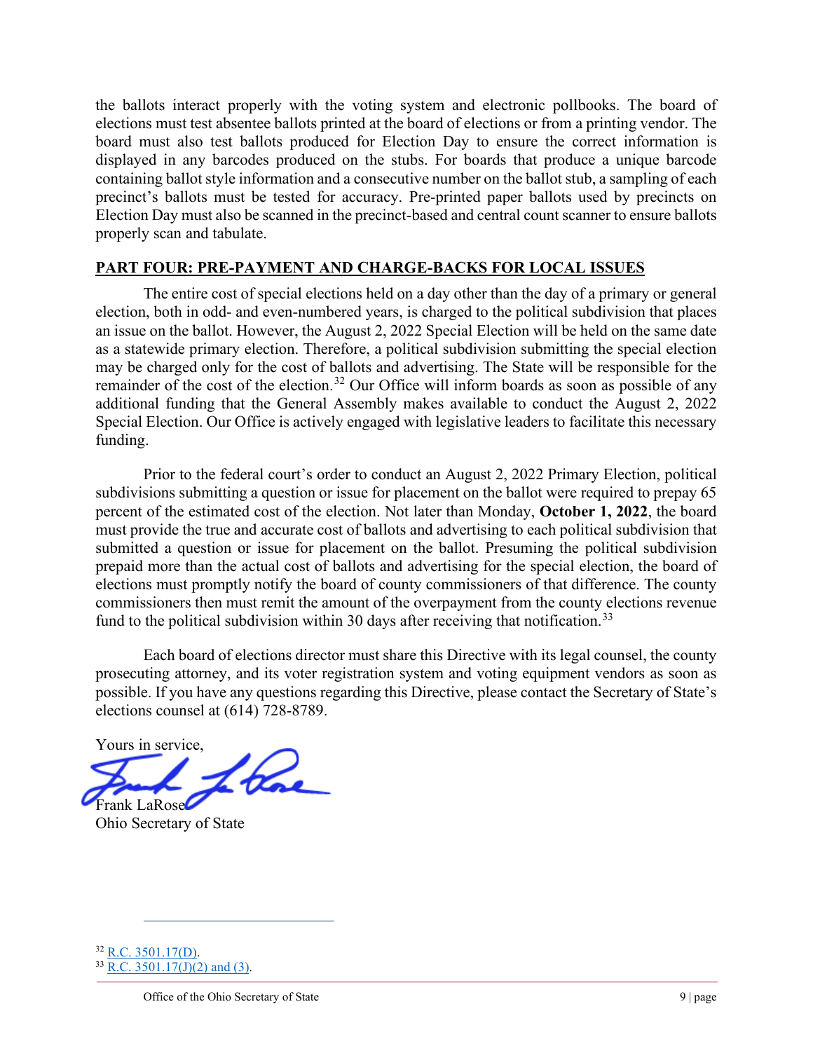the ballots interact properly with the voting system and electronic pollbooks. The board of elections must test absentee ballots printed at the board of elections or from a printing vendor. The board must also test ballots produced for Election Day to ensure the correct information is displayed in any barcodes produced on the stubs. For boards that produce a unique barcode containing ballot style information and a consecutive number on the ballot stub, a sampling of each precinct's ballots must be tested for accuracy. Pre-printed paper ballots used by precincts on Election Day must also be scanned in the precinct-based and central count scanner to ensure ballots properly scan and tabulate.

## PART FOUR: PRE-PAYMENT AND CHARGE-BACKS FOR LOCAL ISSUES

The entire cost of special elections held on a day other than the day of a primary or general election, both in odd- and even-numbered years, is charged to the political subdivision that places an issue on the ballot. However, the August 2, 2022 Special Election will be held on the same date as a statewide primary election. Therefore, a political subdivision submitting the special election may be charged only for the cost of ballots and advertising. The State will be responsible for the remainder of the cost of the election.[32] Our Office will inform boards as soon as possible of any additional funding that the General Assembly makes available to conduct the August 2, 2022 Special Election. Our Office is actively engaged with legislative leaders to facilitate this necessary funding.

Prior to the federal court's order to conduct an August 2, 2022 Primary Election, political subdivisions submitting a question or issue for placement on the ballot were required to prepay 65 percent of the estimated cost of the election. Not later than Monday, **October 1, 2022**, the board must provide the true and accurate cost of ballots and advertising to each political subdivision that submitted a question or issue for placement on the ballot. Presuming the political subdivision prepaid more than the actual cost of ballots and advertising for the special election, the board of elections must promptly notify the board of county commissioners of that difference. The county commissioners then must remit the amount of the overpayment from the county elections revenue fund to the political subdivision within 30 days after receiving that notification.[33]

Each board of elections director must share this Directive with its legal counsel, the county prosecuting attorney, and its voter registration system and voting equipment vendors as soon as possible. If you have any questions regarding this Directive, please contact the Secretary of State's elections counsel at (614) 728-8789.

Yours in service,

Frank LaRose
Ohio Secretary of State

---

[32] R.C. 3501.17(D).
[33] R.C. 3501.17(J)(2) and (3).